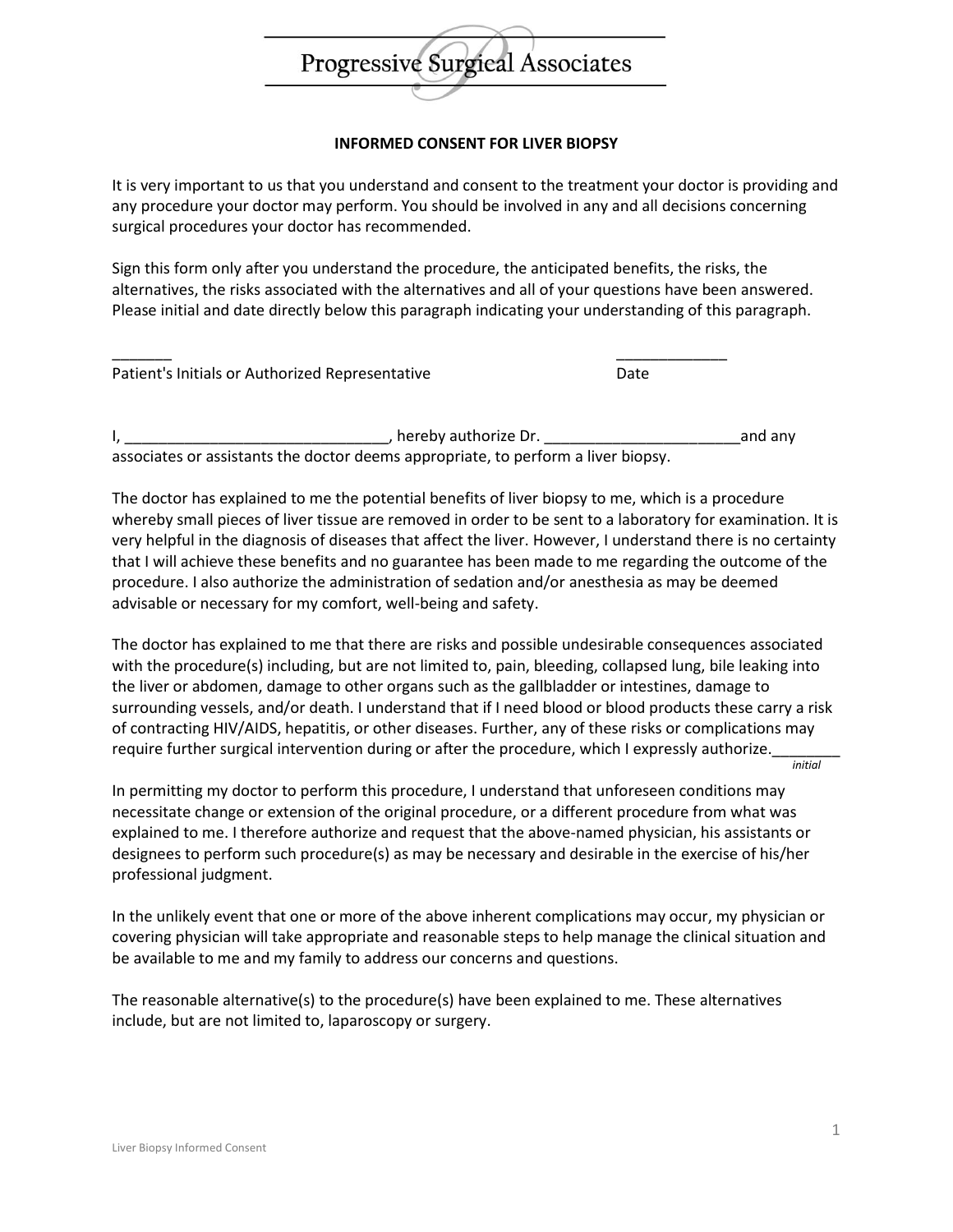# Progressive Surgical Associates

## INFORMED CONSENT FOR LIVER BIOPSY

It is very important to us that you understand and consent to the treatment your doctor is providing and any procedure your doctor may perform. You should be involved in any and all decisions concerning surgical procedures your doctor has recommended.

Sign this form only after you understand the procedure, the anticipated benefits, the risks, the alternatives, the risks associated with the alternatives and all of your questions have been answered. Please initial and date directly below this paragraph indicating your understanding of this paragraph.

_______ _____________

Patient's Initials or Authorized Representative Date

I, ______________________________, hereby authorize Dr. ______________________and any associates or assistants the doctor deems appropriate, to perform a liver biopsy.

The doctor has explained to me the potential benefits of liver biopsy to me, which is a procedure whereby small pieces of liver tissue are removed in order to be sent to a laboratory for examination. It is very helpful in the diagnosis of diseases that affect the liver. However, I understand there is no certainty that I will achieve these benefits and no guarantee has been made to me regarding the outcome of the procedure. I also authorize the administration of sedation and/or anesthesia as may be deemed advisable or necessary for my comfort, well-being and safety.

The doctor has explained to me that there are risks and possible undesirable consequences associated with the procedure(s) including, but are not limited to, pain, bleeding, collapsed lung, bile leaking into the liver or abdomen, damage to other organs such as the gallbladder or intestines, damage to surrounding vessels, and/or death. I understand that if I need blood or blood products these carry a risk of contracting HIV/AIDS, hepatitis, or other diseases. Further, any of these risks or complications may require further surgical intervention during or after the procedure, which I expressly authorize.________
*initial*

In permitting my doctor to perform this procedure, I understand that unforeseen conditions may necessitate change or extension of the original procedure, or a different procedure from what was explained to me. I therefore authorize and request that the above-named physician, his assistants or designees to perform such procedure(s) as may be necessary and desirable in the exercise of his/her professional judgment.

In the unlikely event that one or more of the above inherent complications may occur, my physician or covering physician will take appropriate and reasonable steps to help manage the clinical situation and be available to me and my family to address our concerns and questions.

The reasonable alternative(s) to the procedure(s) have been explained to me. These alternatives include, but are not limited to, laparoscopy or surgery.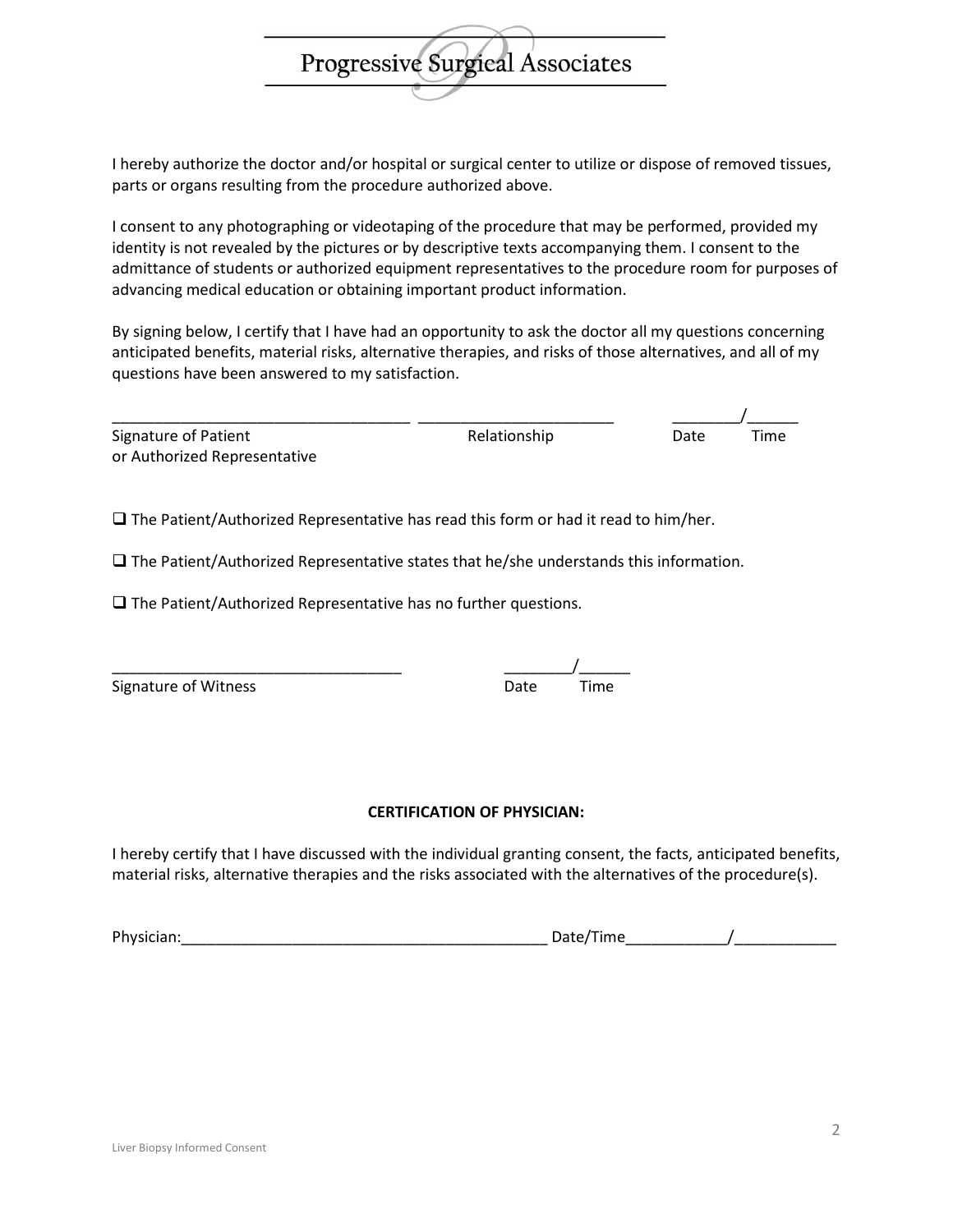I hereby authorize the doctor and/or hospital or surgical center to utilize or dispose of removed tissues, parts or organs resulting from the procedure authorized above.

I consent to any photographing or videotaping of the procedure that may be performed, provided my identity is not revealed by the pictures or by descriptive texts accompanying them. I consent to the admittance of students or authorized equipment representatives to the procedure room for purposes of advancing medical education or obtaining important product information.

By signing below, I certify that I have had an opportunity to ask the doctor all my questions concerning anticipated benefits, material risks, alternative therapies, and risks of those alternatives, and all of my questions have been answered to my satisfaction.

___________________________________ ______________________ ________/______

Signature of Patient or Authorized Representative | Relationship | Date | Time

- ❑ The Patient/Authorized Representative has read this form or had it read to him/her.
- ❑ The Patient/Authorized Representative states that he/she understands this information.
- ❑ The Patient/Authorized Representative has no further questions.

_________________________________ ________/______

Signature of Witness | Date | Time

**CERTIFICATION OF PHYSICIAN:**

I hereby certify that I have discussed with the individual granting consent, the facts, anticipated benefits, material risks, alternative therapies and the risks associated with the alternatives of the procedure(s).

Physician:____________________________________________ Date/Time____________/____________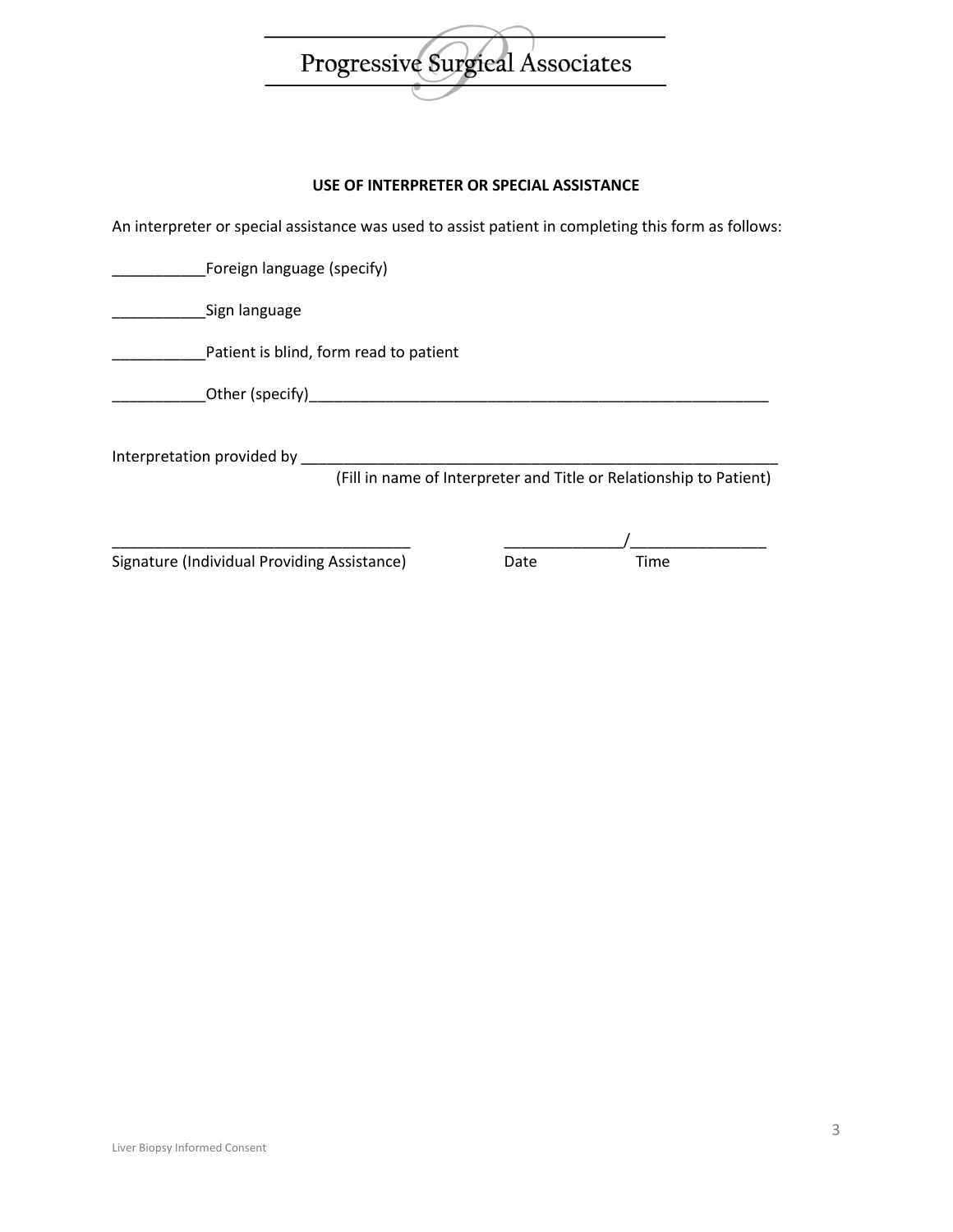Progressive Surgical Associates

**USE OF INTERPRETER OR SPECIAL ASSISTANCE**

An interpreter or special assistance was used to assist patient in completing this form as follows:

___________Foreign language (specify)

___________Sign language

___________Patient is blind, form read to patient

___________Other (specify)_________________________________________________________

Interpretation provided by ___________________________________________________________
(Fill in name of Interpreter and Title or Relationship to Patient)

___________________________________ ______________/________________
Signature (Individual Providing Assistance) Date Time